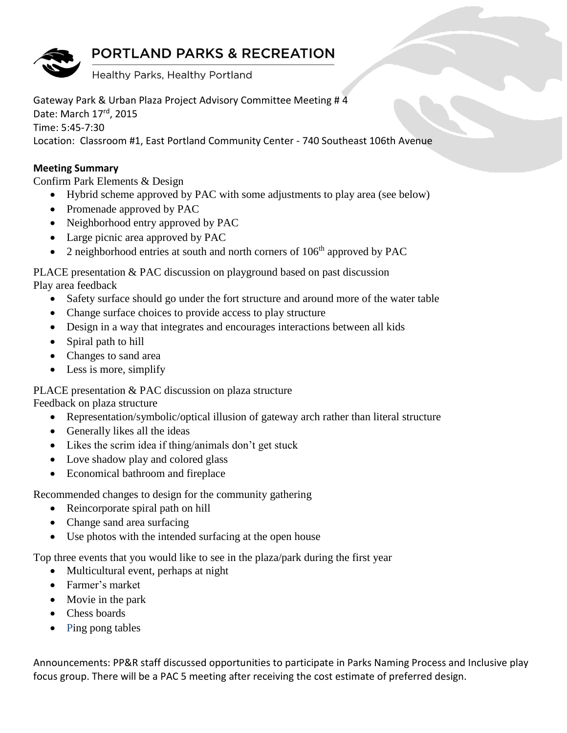# PORTLAND PARKS & RECREATION

Healthy Parks, Healthy Portland

Gateway Park & Urban Plaza Project Advisory Committee Meeting # 4
Date: March 17rd, 2015
Time: 5:45-7:30
Location: Classroom #1, East Portland Community Center - 740 Southeast 106th Avenue

**Meeting Summary**

Confirm Park Elements & Design

- Hybrid scheme approved by PAC with some adjustments to play area (see below)
- Promenade approved by PAC
- Neighborhood entry approved by PAC
- Large picnic area approved by PAC
- 2 neighborhood entries at south and north corners of 106th approved by PAC

PLACE presentation & PAC discussion on playground based on past discussion
Play area feedback

- Safety surface should go under the fort structure and around more of the water table
- Change surface choices to provide access to play structure
- Design in a way that integrates and encourages interactions between all kids
- Spiral path to hill
- Changes to sand area
- Less is more, simplify

PLACE presentation & PAC discussion on plaza structure
Feedback on plaza structure

- Representation/symbolic/optical illusion of gateway arch rather than literal structure
- Generally likes all the ideas
- Likes the scrim idea if thing/animals don't get stuck
- Love shadow play and colored glass
- Economical bathroom and fireplace

Recommended changes to design for the community gathering

- Reincorporate spiral path on hill
- Change sand area surfacing
- Use photos with the intended surfacing at the open house

Top three events that you would like to see in the plaza/park during the first year

- Multicultural event, perhaps at night
- Farmer's market
- Movie in the park
- Chess boards
- Ping pong tables

Announcements: PP&R staff discussed opportunities to participate in Parks Naming Process and Inclusive play focus group. There will be a PAC 5 meeting after receiving the cost estimate of preferred design.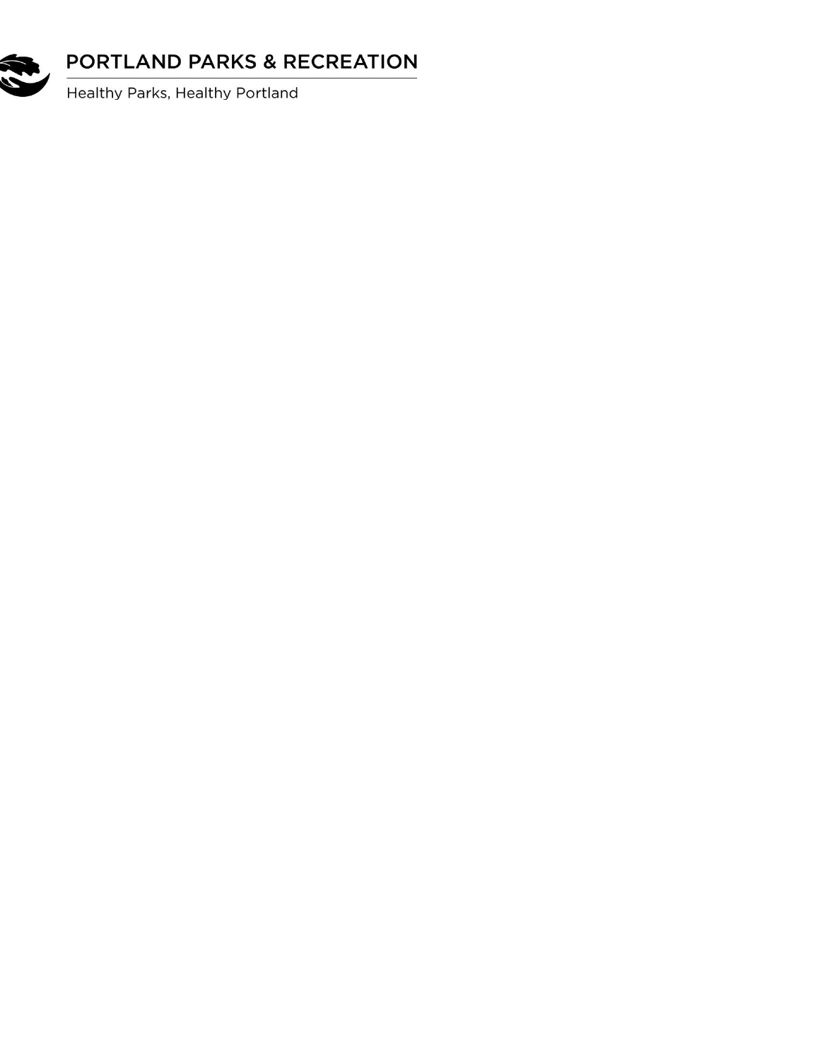PORTLAND PARKS & RECREATION

Healthy Parks, Healthy Portland